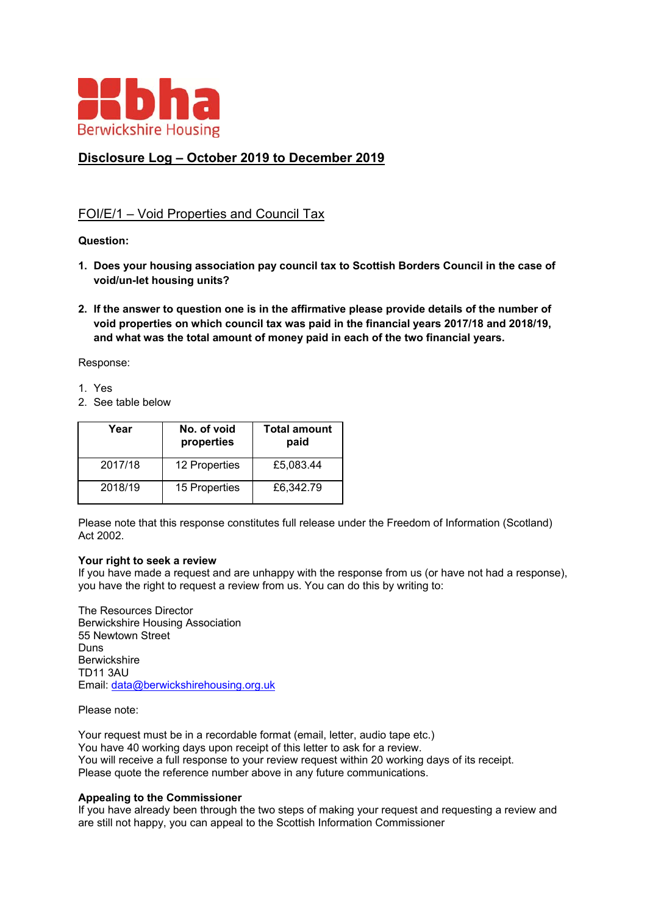bha
Berwickshire Housing

# Disclosure Log – October 2019 to December 2019

## FOI/E/1 – Void Properties and Council Tax

**Question:**

1. **Does your housing association pay council tax to Scottish Borders Council in the case of void/un-let housing units?**

2. **If the answer to question one is in the affirmative please provide details of the number of void properties on which council tax was paid in the financial years 2017/18 and 2018/19, and what was the total amount of money paid in each of the two financial years.**

Response:

1. Yes
2. See table below

| Year | No. of void properties | Total amount paid |
| --- | --- | --- |
| 2017/18 | 12 Properties | £5,083.44 |
| 2018/19 | 15 Properties | £6,342.79 |

Please note that this response constitutes full release under the Freedom of Information (Scotland) Act 2002.

**Your right to seek a review**
If you have made a request and are unhappy with the response from us (or have not had a response), you have the right to request a review from us. You can do this by writing to:

The Resources Director
Berwickshire Housing Association
55 Newtown Street
Duns
Berwickshire
TD11 3AU
Email: data@berwickshirehousing.org.uk

Please note:

Your request must be in a recordable format (email, letter, audio tape etc.)
You have 40 working days upon receipt of this letter to ask for a review.
You will receive a full response to your review request within 20 working days of its receipt.
Please quote the reference number above in any future communications.

**Appealing to the Commissioner**
If you have already been through the two steps of making your request and requesting a review and are still not happy, you can appeal to the Scottish Information Commissioner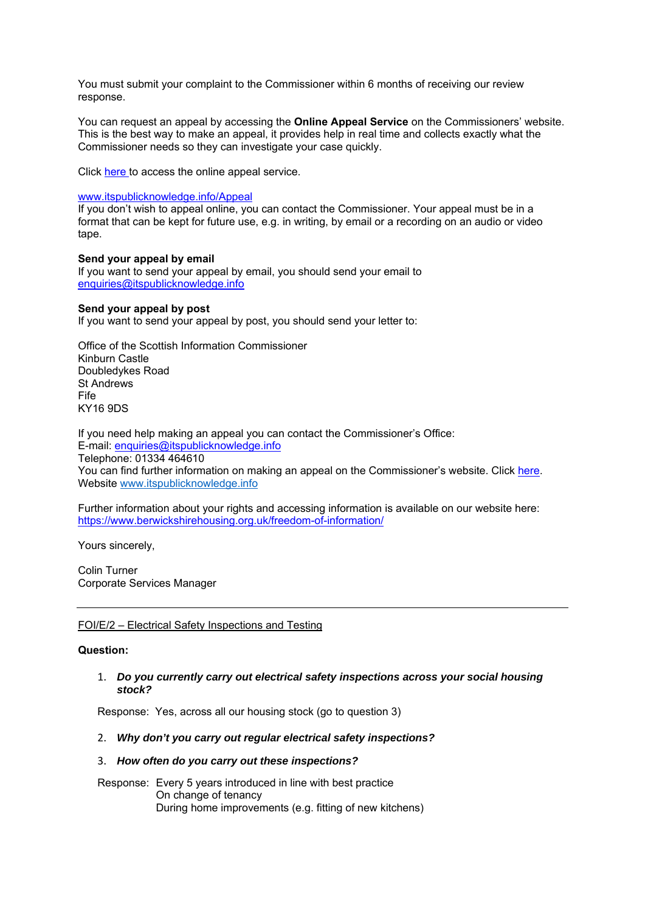You must submit your complaint to the Commissioner within 6 months of receiving our review response.

You can request an appeal by accessing the **Online Appeal Service** on the Commissioners' website. This is the best way to make an appeal, it provides help in real time and collects exactly what the Commissioner needs so they can investigate your case quickly.

Click here to access the online appeal service.

www.itspublicknowledge.info/Appeal
If you don't wish to appeal online, you can contact the Commissioner. Your appeal must be in a format that can be kept for future use, e.g. in writing, by email or a recording on an audio or video tape.

**Send your appeal by email**
If you want to send your appeal by email, you should send your email to enquiries@itspublicknowledge.info

**Send your appeal by post**
If you want to send your appeal by post, you should send your letter to:

Office of the Scottish Information Commissioner
Kinburn Castle
Doubledykes Road
St Andrews
Fife
KY16 9DS

If you need help making an appeal you can contact the Commissioner's Office:
E-mail: enquiries@itspublicknowledge.info
Telephone: 01334 464610
You can find further information on making an appeal on the Commissioner's website. Click here.
Website www.itspublicknowledge.info

Further information about your rights and accessing information is available on our website here: https://www.berwickshirehousing.org.uk/freedom-of-information/

Yours sincerely,

Colin Turner
Corporate Services Manager

---

FOI/E/2 – Electrical Safety Inspections and Testing

**Question:**

1. ***Do you currently carry out electrical safety inspections across your social housing stock?***

   Response: Yes, across all our housing stock (go to question 3)

2. ***Why don't you carry out regular electrical safety inspections?***

3. ***How often do you carry out these inspections?***

   Response: Every 5 years introduced in line with best practice
   On change of tenancy
   During home improvements (e.g. fitting of new kitchens)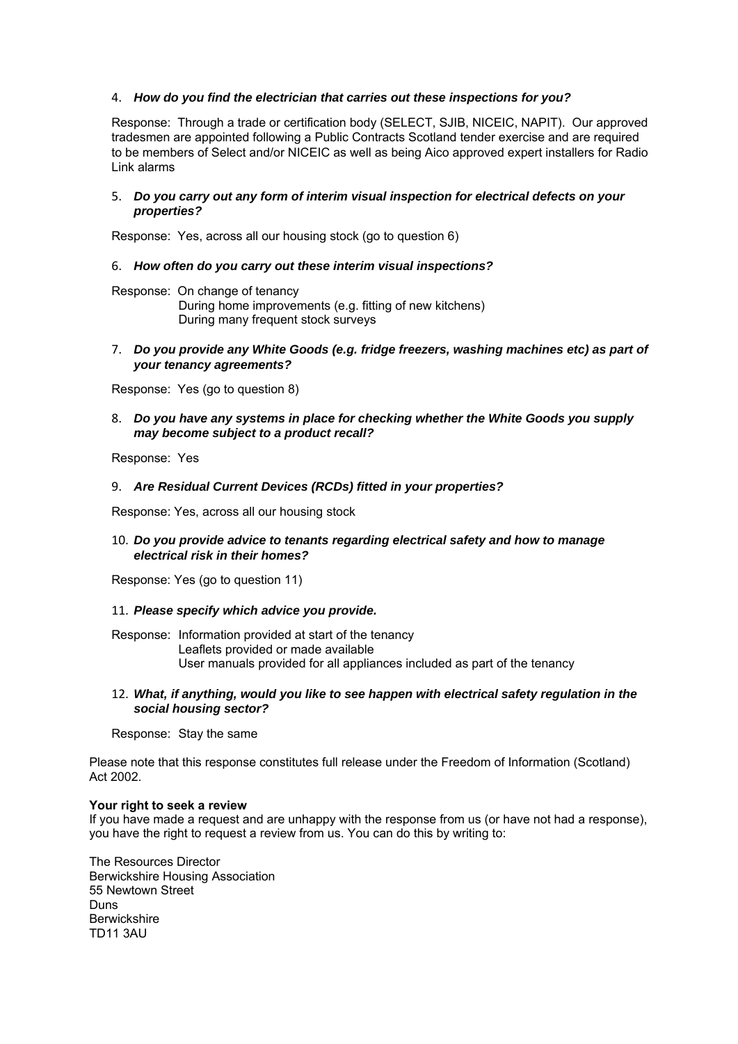4. ***How do you find the electrician that carries out these inspections for you?***

   Response: Through a trade or certification body (SELECT, SJIB, NICEIC, NAPIT). Our approved tradesmen are appointed following a Public Contracts Scotland tender exercise and are required to be members of Select and/or NICEIC as well as being Aico approved expert installers for Radio Link alarms

5. ***Do you carry out any form of interim visual inspection for electrical defects on your properties?***

   Response: Yes, across all our housing stock (go to question 6)

6. ***How often do you carry out these interim visual inspections?***

   Response: On change of tenancy
   During home improvements (e.g. fitting of new kitchens)
   During many frequent stock surveys

7. ***Do you provide any White Goods (e.g. fridge freezers, washing machines etc) as part of your tenancy agreements?***

   Response: Yes (go to question 8)

8. ***Do you have any systems in place for checking whether the White Goods you supply may become subject to a product recall?***

   Response: Yes

9. ***Are Residual Current Devices (RCDs) fitted in your properties?***

   Response: Yes, across all our housing stock

10. ***Do you provide advice to tenants regarding electrical safety and how to manage electrical risk in their homes?***

    Response: Yes (go to question 11)

11. ***Please specify which advice you provide.***

    Response: Information provided at start of the tenancy
    Leaflets provided or made available
    User manuals provided for all appliances included as part of the tenancy

12. ***What, if anything, would you like to see happen with electrical safety regulation in the social housing sector?***

    Response: Stay the same

Please note that this response constitutes full release under the Freedom of Information (Scotland) Act 2002.

**Your right to seek a review**
If you have made a request and are unhappy with the response from us (or have not had a response), you have the right to request a review from us. You can do this by writing to:

The Resources Director
Berwickshire Housing Association
55 Newtown Street
Duns
Berwickshire
TD11 3AU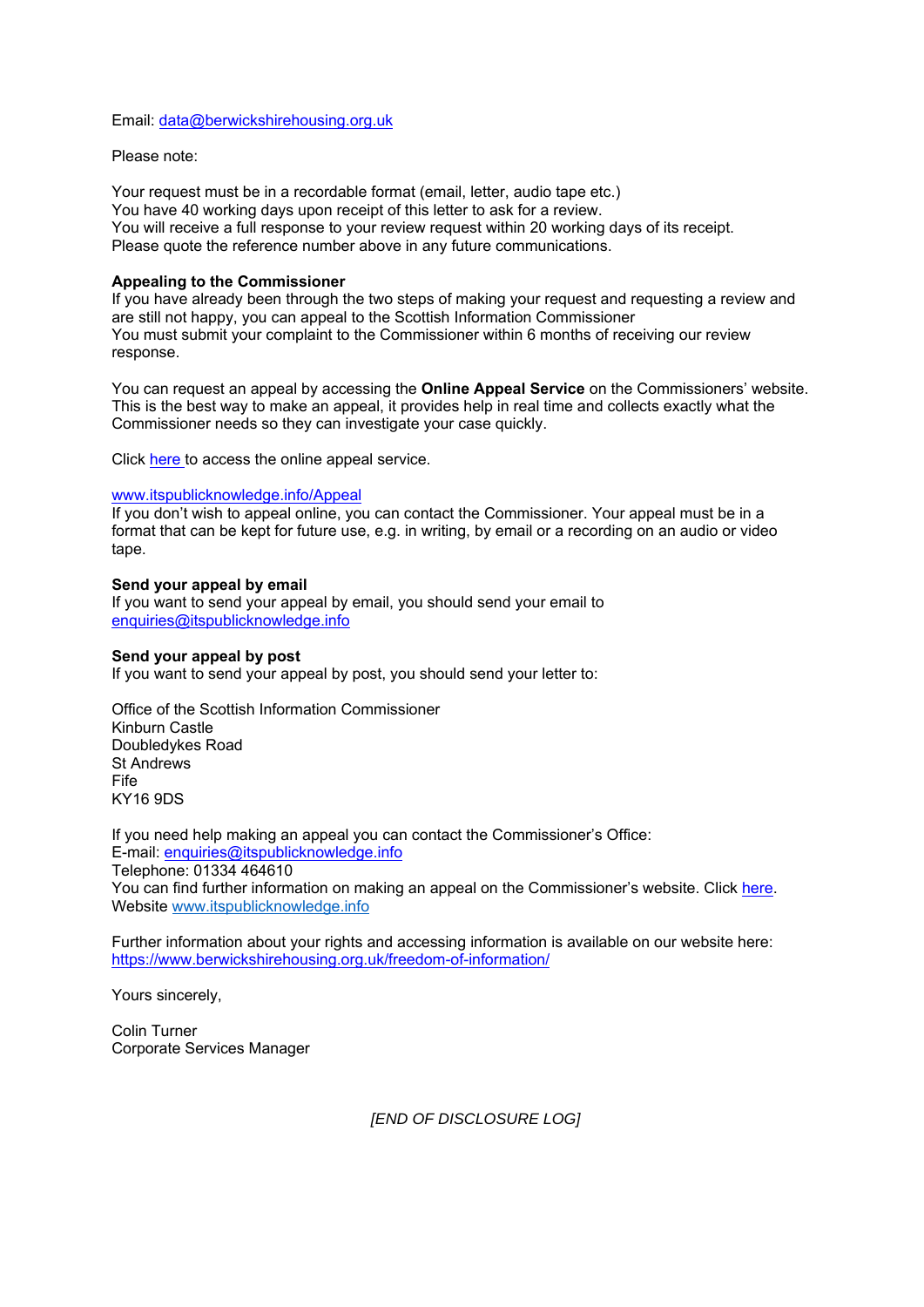Email: data@berwickshirehousing.org.uk

Please note:

Your request must be in a recordable format (email, letter, audio tape etc.)
You have 40 working days upon receipt of this letter to ask for a review.
You will receive a full response to your review request within 20 working days of its receipt.
Please quote the reference number above in any future communications.

**Appealing to the Commissioner**
If you have already been through the two steps of making your request and requesting a review and are still not happy, you can appeal to the Scottish Information Commissioner
You must submit your complaint to the Commissioner within 6 months of receiving our review response.

You can request an appeal by accessing the **Online Appeal Service** on the Commissioners' website. This is the best way to make an appeal, it provides help in real time and collects exactly what the Commissioner needs so they can investigate your case quickly.

Click here to access the online appeal service.

www.itspublicknowledge.info/Appeal
If you don't wish to appeal online, you can contact the Commissioner. Your appeal must be in a format that can be kept for future use, e.g. in writing, by email or a recording on an audio or video tape.

**Send your appeal by email**
If you want to send your appeal by email, you should send your email to enquiries@itspublicknowledge.info

**Send your appeal by post**
If you want to send your appeal by post, you should send your letter to:

Office of the Scottish Information Commissioner
Kinburn Castle
Doubledykes Road
St Andrews
Fife
KY16 9DS

If you need help making an appeal you can contact the Commissioner's Office:
E-mail: enquiries@itspublicknowledge.info
Telephone: 01334 464610
You can find further information on making an appeal on the Commissioner's website. Click here.
Website www.itspublicknowledge.info

Further information about your rights and accessing information is available on our website here:
https://www.berwickshirehousing.org.uk/freedom-of-information/

Yours sincerely,

Colin Turner
Corporate Services Manager

*[END OF DISCLOSURE LOG]*